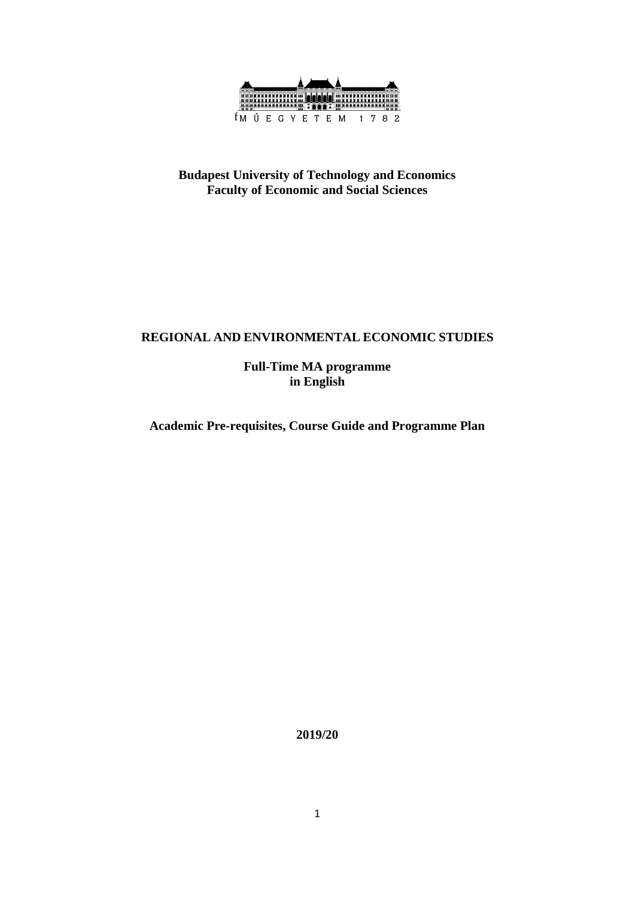**Budapest University of Technology and Economics**
**Faculty of Economic and Social Sciences**

# REGIONAL AND ENVIRONMENTAL ECONOMIC STUDIES

**Full-Time MA programme**
**in English**

**Academic Pre-requisites, Course Guide and Programme Plan**

**2019/20**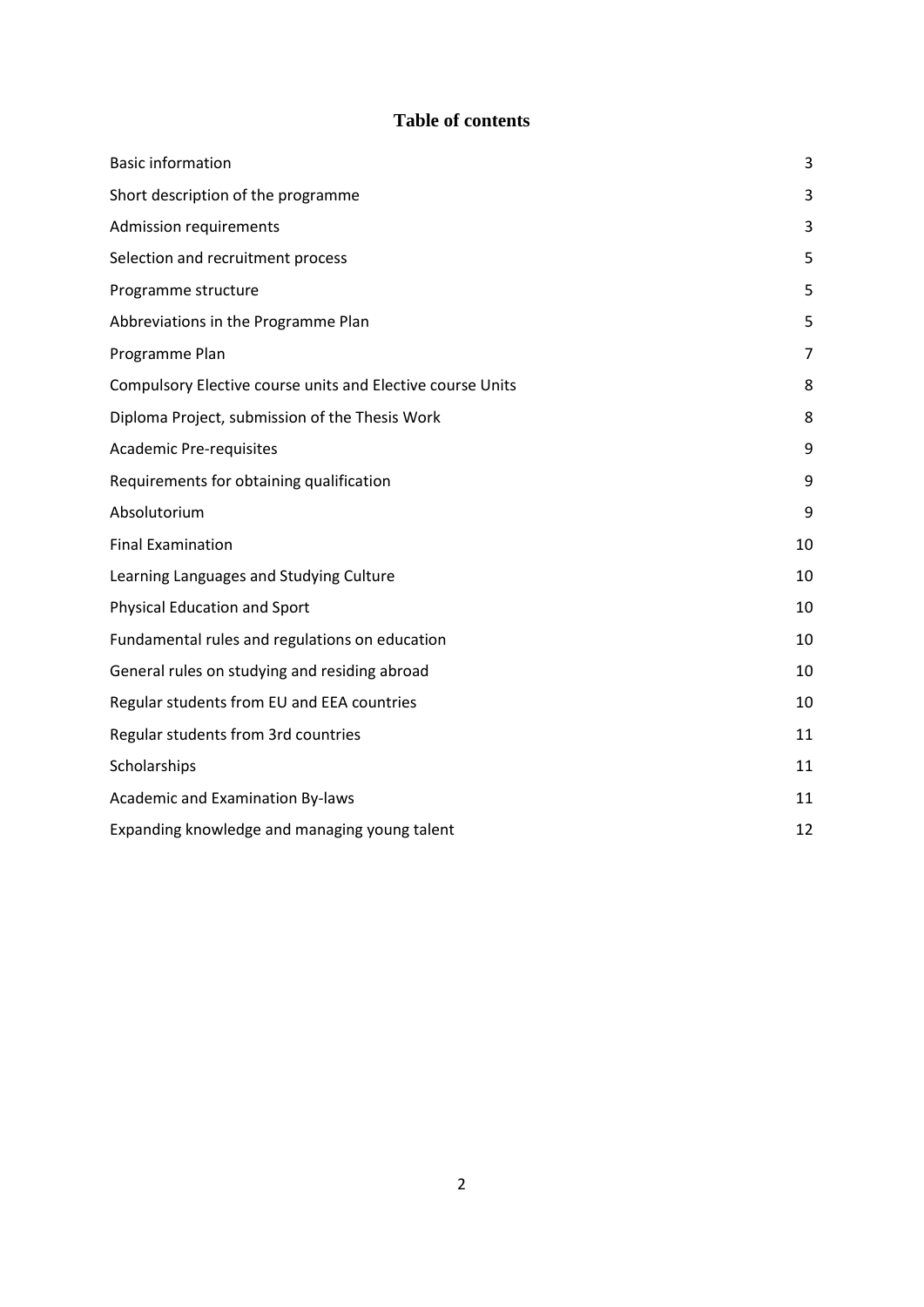# Table of contents

| | |
|---|---|
| Basic information | 3 |
| Short description of the programme | 3 |
| Admission requirements | 3 |
| Selection and recruitment process | 5 |
| Programme structure | 5 |
| Abbreviations in the Programme Plan | 5 |
| Programme Plan | 7 |
| Compulsory Elective course units and Elective course Units | 8 |
| Diploma Project, submission of the Thesis Work | 8 |
| Academic Pre-requisites | 9 |
| Requirements for obtaining qualification | 9 |
| Absolutorium | 9 |
| Final Examination | 10 |
| Learning Languages and Studying Culture | 10 |
| Physical Education and Sport | 10 |
| Fundamental rules and regulations on education | 10 |
| General rules on studying and residing abroad | 10 |
| Regular students from EU and EEA countries | 10 |
| Regular students from 3rd countries | 11 |
| Scholarships | 11 |
| Academic and Examination By-laws | 11 |
| Expanding knowledge and managing young talent | 12 |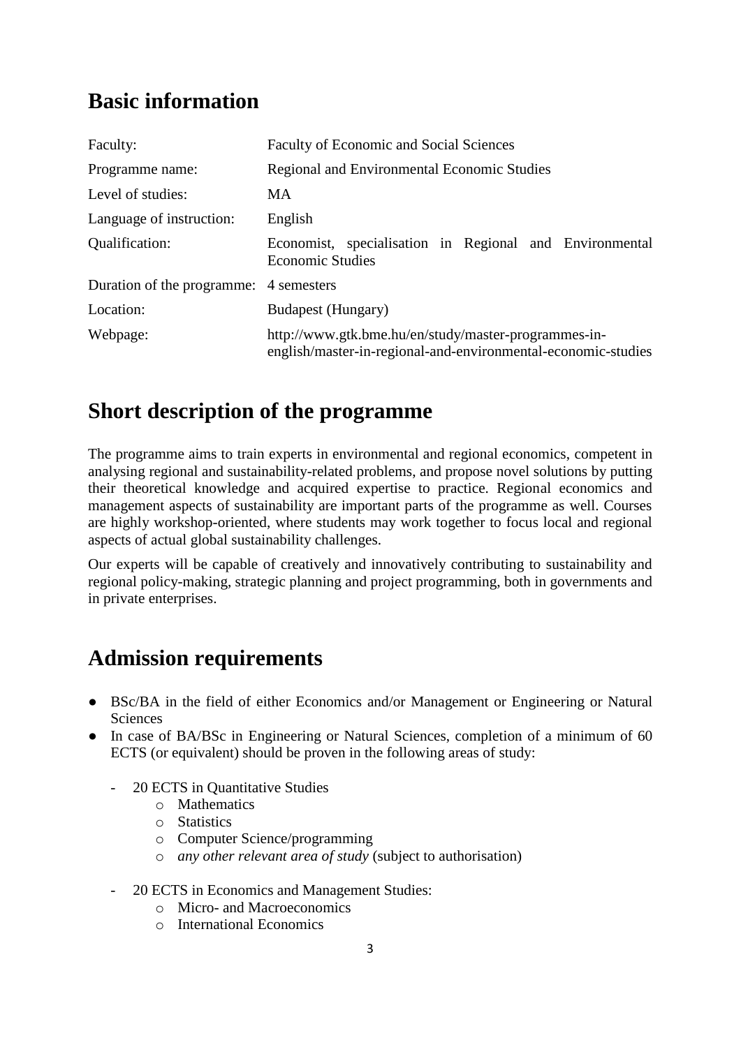## Basic information

| | |
|---|---|
| Faculty: | Faculty of Economic and Social Sciences |
| Programme name: | Regional and Environmental Economic Studies |
| Level of studies: | MA |
| Language of instruction: | English |
| Qualification: | Economist, specialisation in Regional and Environmental Economic Studies |
| Duration of the programme: | 4 semesters |
| Location: | Budapest (Hungary) |
| Webpage: | http://www.gtk.bme.hu/en/study/master-programmes-in-english/master-in-regional-and-environmental-economic-studies |

## Short description of the programme

The programme aims to train experts in environmental and regional economics, competent in analysing regional and sustainability-related problems, and propose novel solutions by putting their theoretical knowledge and acquired expertise to practice. Regional economics and management aspects of sustainability are important parts of the programme as well. Courses are highly workshop-oriented, where students may work together to focus local and regional aspects of actual global sustainability challenges.

Our experts will be capable of creatively and innovatively contributing to sustainability and regional policy-making, strategic planning and project programming, both in governments and in private enterprises.

## Admission requirements

- BSc/BA in the field of either Economics and/or Management or Engineering or Natural Sciences
- In case of BA/BSc in Engineering or Natural Sciences, completion of a minimum of 60 ECTS (or equivalent) should be proven in the following areas of study:
  - 20 ECTS in Quantitative Studies
    - Mathematics
    - Statistics
    - Computer Science/programming
    - *any other relevant area of study* (subject to authorisation)
  - 20 ECTS in Economics and Management Studies:
    - Micro- and Macroeconomics
    - International Economics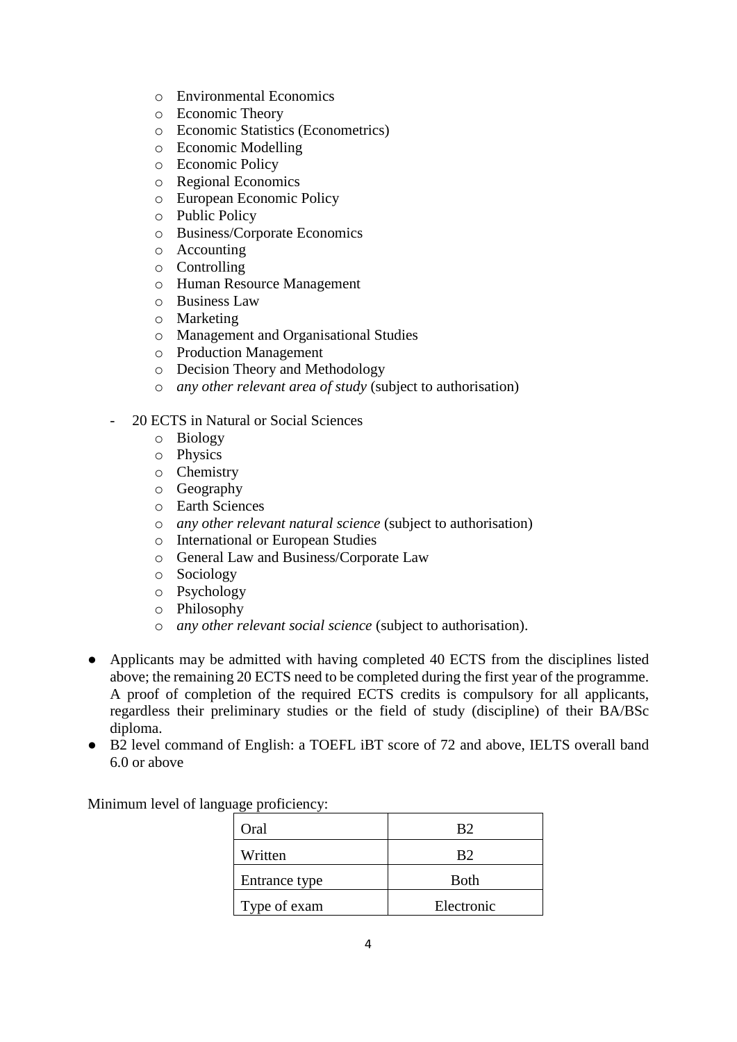- Environmental Economics
  - Economic Theory
  - Economic Statistics (Econometrics)
  - Economic Modelling
  - Economic Policy
  - Regional Economics
  - European Economic Policy
  - Public Policy
  - Business/Corporate Economics
  - Accounting
  - Controlling
  - Human Resource Management
  - Business Law
  - Marketing
  - Management and Organisational Studies
  - Production Management
  - Decision Theory and Methodology
  - *any other relevant area of study* (subject to authorisation)

- 20 ECTS in Natural or Social Sciences
  - Biology
  - Physics
  - Chemistry
  - Geography
  - Earth Sciences
  - *any other relevant natural science* (subject to authorisation)
  - International or European Studies
  - General Law and Business/Corporate Law
  - Sociology
  - Psychology
  - Philosophy
  - *any other relevant social science* (subject to authorisation).

- Applicants may be admitted with having completed 40 ECTS from the disciplines listed above; the remaining 20 ECTS need to be completed during the first year of the programme. A proof of completion of the required ECTS credits is compulsory for all applicants, regardless their preliminary studies or the field of study (discipline) of their BA/BSc diploma.
- B2 level command of English: a TOEFL iBT score of 72 and above, IELTS overall band 6.0 or above

Minimum level of language proficiency:

| | |
|---|---|
| Oral | B2 |
| Written | B2 |
| Entrance type | Both |
| Type of exam | Electronic |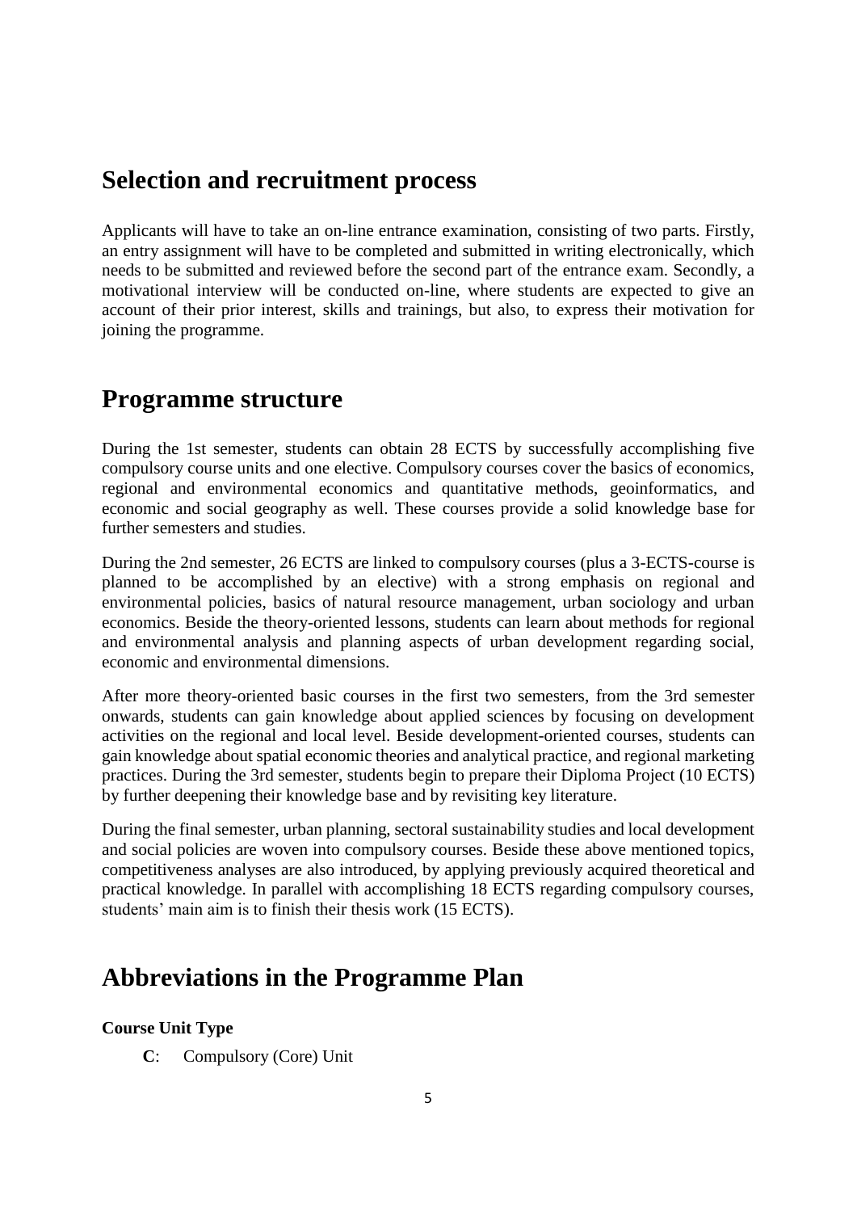## Selection and recruitment process

Applicants will have to take an on-line entrance examination, consisting of two parts. Firstly, an entry assignment will have to be completed and submitted in writing electronically, which needs to be submitted and reviewed before the second part of the entrance exam. Secondly, a motivational interview will be conducted on-line, where students are expected to give an account of their prior interest, skills and trainings, but also, to express their motivation for joining the programme.

## Programme structure

During the 1st semester, students can obtain 28 ECTS by successfully accomplishing five compulsory course units and one elective. Compulsory courses cover the basics of economics, regional and environmental economics and quantitative methods, geoinformatics, and economic and social geography as well. These courses provide a solid knowledge base for further semesters and studies.

During the 2nd semester, 26 ECTS are linked to compulsory courses (plus a 3-ECTS-course is planned to be accomplished by an elective) with a strong emphasis on regional and environmental policies, basics of natural resource management, urban sociology and urban economics. Beside the theory-oriented lessons, students can learn about methods for regional and environmental analysis and planning aspects of urban development regarding social, economic and environmental dimensions.

After more theory-oriented basic courses in the first two semesters, from the 3rd semester onwards, students can gain knowledge about applied sciences by focusing on development activities on the regional and local level. Beside development-oriented courses, students can gain knowledge about spatial economic theories and analytical practice, and regional marketing practices. During the 3rd semester, students begin to prepare their Diploma Project (10 ECTS) by further deepening their knowledge base and by revisiting key literature.

During the final semester, urban planning, sectoral sustainability studies and local development and social policies are woven into compulsory courses. Beside these above mentioned topics, competitiveness analyses are also introduced, by applying previously acquired theoretical and practical knowledge. In parallel with accomplishing 18 ECTS regarding compulsory courses, students' main aim is to finish their thesis work (15 ECTS).

## Abbreviations in the Programme Plan

**Course Unit Type**

- **C**: Compulsory (Core) Unit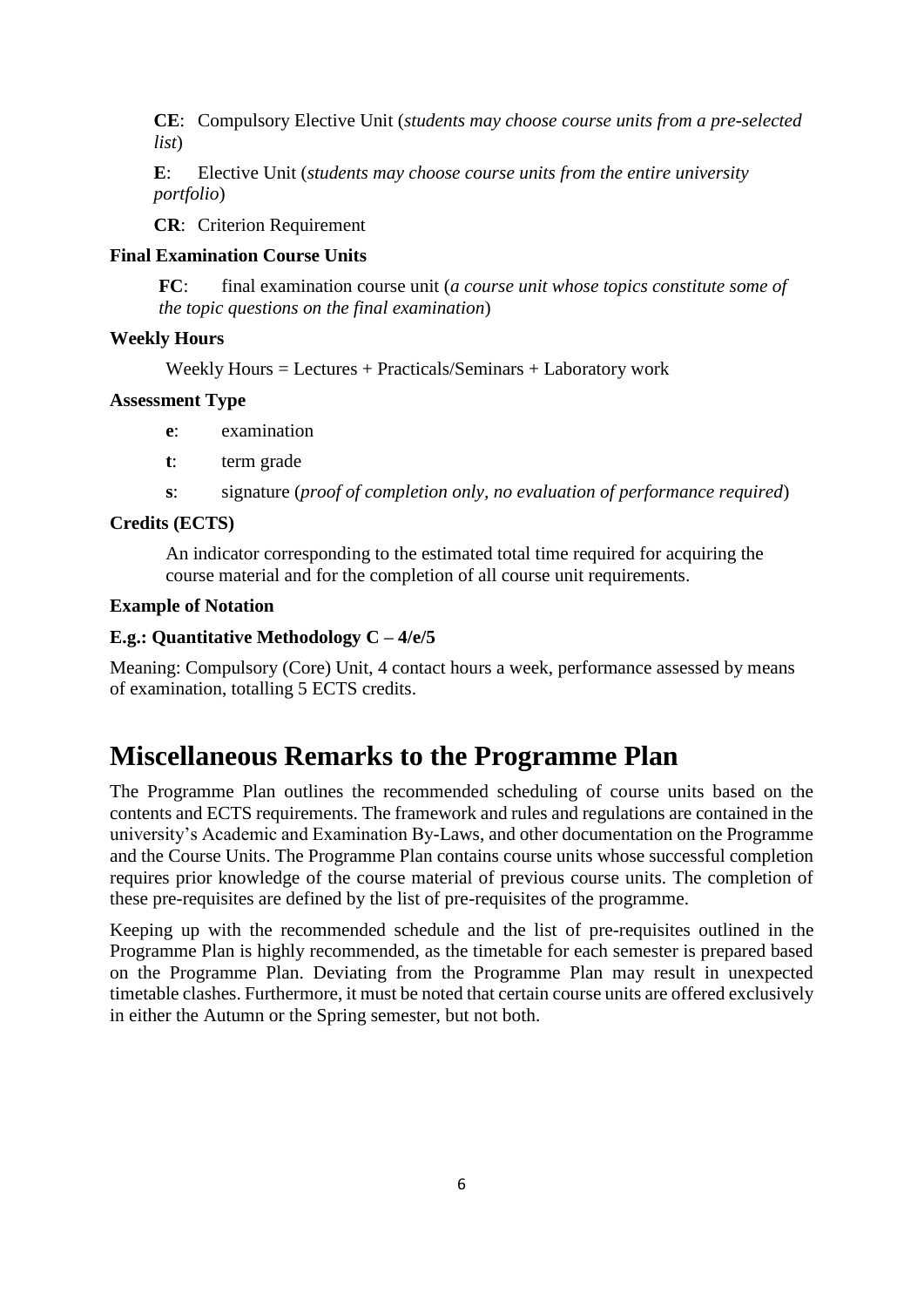**CE**: Compulsory Elective Unit (*students may choose course units from a pre-selected list*)

**E**: Elective Unit (*students may choose course units from the entire university portfolio*)

**CR**: Criterion Requirement

**Final Examination Course Units**

**FC**: final examination course unit (*a course unit whose topics constitute some of the topic questions on the final examination*)

**Weekly Hours**

Weekly Hours = Lectures + Practicals/Seminars + Laboratory work

**Assessment Type**

- **e**: examination
- **t**: term grade
- **s**: signature (*proof of completion only, no evaluation of performance required*)

**Credits (ECTS)**

An indicator corresponding to the estimated total time required for acquiring the course material and for the completion of all course unit requirements.

**Example of Notation**

**E.g.: Quantitative Methodology C – 4/e/5**

Meaning: Compulsory (Core) Unit, 4 contact hours a week, performance assessed by means of examination, totalling 5 ECTS credits.

# Miscellaneous Remarks to the Programme Plan

The Programme Plan outlines the recommended scheduling of course units based on the contents and ECTS requirements. The framework and rules and regulations are contained in the university's Academic and Examination By-Laws, and other documentation on the Programme and the Course Units. The Programme Plan contains course units whose successful completion requires prior knowledge of the course material of previous course units. The completion of these pre-requisites are defined by the list of pre-requisites of the programme.

Keeping up with the recommended schedule and the list of pre-requisites outlined in the Programme Plan is highly recommended, as the timetable for each semester is prepared based on the Programme Plan. Deviating from the Programme Plan may result in unexpected timetable clashes. Furthermore, it must be noted that certain course units are offered exclusively in either the Autumn or the Spring semester, but not both.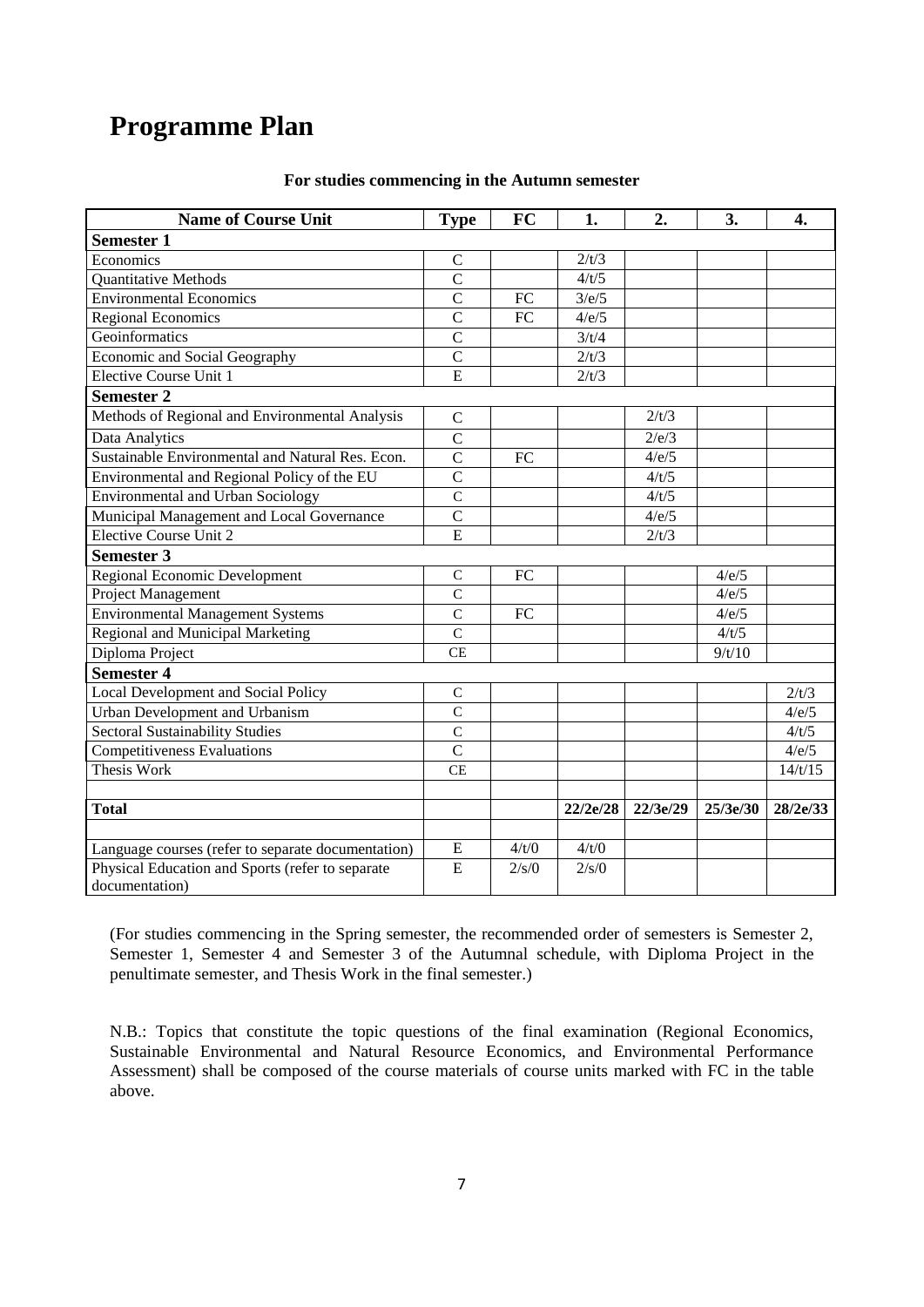# Programme Plan

**For studies commencing in the Autumn semester**

| Name of Course Unit | Type | FC | 1. | 2. | 3. | 4. |
|---|---|---|---|---|---|---|
| **Semester 1** | | | | | | |
| Economics | C | | 2/t/3 | | | |
| Quantitative Methods | C | | 4/t/5 | | | |
| Environmental Economics | C | FC | 3/e/5 | | | |
| Regional Economics | C | FC | 4/e/5 | | | |
| Geoinformatics | C | | 3/t/4 | | | |
| Economic and Social Geography | C | | 2/t/3 | | | |
| Elective Course Unit 1 | E | | 2/t/3 | | | |
| **Semester 2** | | | | | | |
| Methods of Regional and Environmental Analysis | C | | | 2/t/3 | | |
| Data Analytics | C | | | 2/e/3 | | |
| Sustainable Environmental and Natural Res. Econ. | C | FC | | 4/e/5 | | |
| Environmental and Regional Policy of the EU | C | | | 4/t/5 | | |
| Environmental and Urban Sociology | C | | | 4/t/5 | | |
| Municipal Management and Local Governance | C | | | 4/e/5 | | |
| Elective Course Unit 2 | E | | | 2/t/3 | | |
| **Semester 3** | | | | | | |
| Regional Economic Development | C | FC | | | 4/e/5 | |
| Project Management | C | | | | 4/e/5 | |
| Environmental Management Systems | C | FC | | | 4/e/5 | |
| Regional and Municipal Marketing | C | | | | 4/t/5 | |
| Diploma Project | CE | | | | 9/t/10 | |
| **Semester 4** | | | | | | |
| Local Development and Social Policy | C | | | | | 2/t/3 |
| Urban Development and Urbanism | C | | | | | 4/e/5 |
| Sectoral Sustainability Studies | C | | | | | 4/t/5 |
| Competitiveness Evaluations | C | | | | | 4/e/5 |
| Thesis Work | CE | | | | | 14/t/15 |
| | | | | | | |
| **Total** | | | **22/2e/28** | **22/3e/29** | **25/3e/30** | **28/2e/33** |
| | | | | | | |
| Language courses (refer to separate documentation) | E | 4/t/0 | 4/t/0 | | | |
| Physical Education and Sports (refer to separate documentation) | E | 2/s/0 | 2/s/0 | | | |

(For studies commencing in the Spring semester, the recommended order of semesters is Semester 2, Semester 1, Semester 4 and Semester 3 of the Autumnal schedule, with Diploma Project in the penultimate semester, and Thesis Work in the final semester.)

N.B.: Topics that constitute the topic questions of the final examination (Regional Economics, Sustainable Environmental and Natural Resource Economics, and Environmental Performance Assessment) shall be composed of the course materials of course units marked with FC in the table above.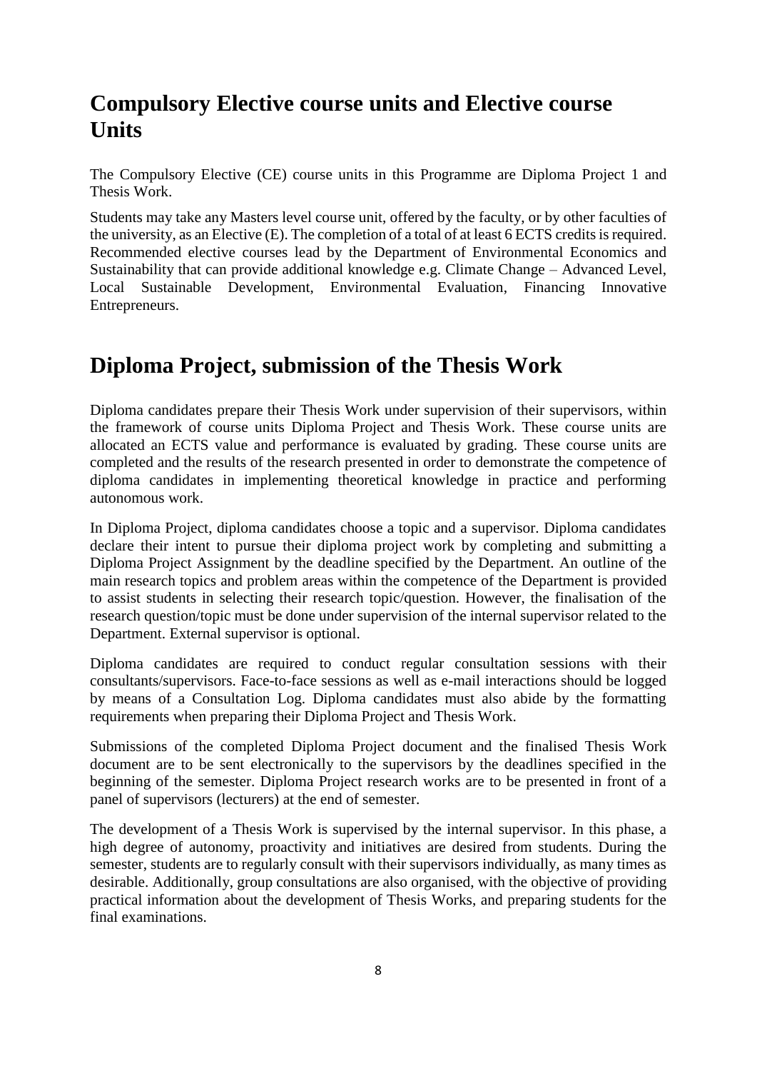## Compulsory Elective course units and Elective course Units

The Compulsory Elective (CE) course units in this Programme are Diploma Project 1 and Thesis Work.

Students may take any Masters level course unit, offered by the faculty, or by other faculties of the university, as an Elective (E). The completion of a total of at least 6 ECTS credits is required. Recommended elective courses lead by the Department of Environmental Economics and Sustainability that can provide additional knowledge e.g. Climate Change – Advanced Level, Local Sustainable Development, Environmental Evaluation, Financing Innovative Entrepreneurs.

## Diploma Project, submission of the Thesis Work

Diploma candidates prepare their Thesis Work under supervision of their supervisors, within the framework of course units Diploma Project and Thesis Work. These course units are allocated an ECTS value and performance is evaluated by grading. These course units are completed and the results of the research presented in order to demonstrate the competence of diploma candidates in implementing theoretical knowledge in practice and performing autonomous work.

In Diploma Project, diploma candidates choose a topic and a supervisor. Diploma candidates declare their intent to pursue their diploma project work by completing and submitting a Diploma Project Assignment by the deadline specified by the Department. An outline of the main research topics and problem areas within the competence of the Department is provided to assist students in selecting their research topic/question. However, the finalisation of the research question/topic must be done under supervision of the internal supervisor related to the Department. External supervisor is optional.

Diploma candidates are required to conduct regular consultation sessions with their consultants/supervisors. Face-to-face sessions as well as e-mail interactions should be logged by means of a Consultation Log. Diploma candidates must also abide by the formatting requirements when preparing their Diploma Project and Thesis Work.

Submissions of the completed Diploma Project document and the finalised Thesis Work document are to be sent electronically to the supervisors by the deadlines specified in the beginning of the semester. Diploma Project research works are to be presented in front of a panel of supervisors (lecturers) at the end of semester.

The development of a Thesis Work is supervised by the internal supervisor. In this phase, a high degree of autonomy, proactivity and initiatives are desired from students. During the semester, students are to regularly consult with their supervisors individually, as many times as desirable. Additionally, group consultations are also organised, with the objective of providing practical information about the development of Thesis Works, and preparing students for the final examinations.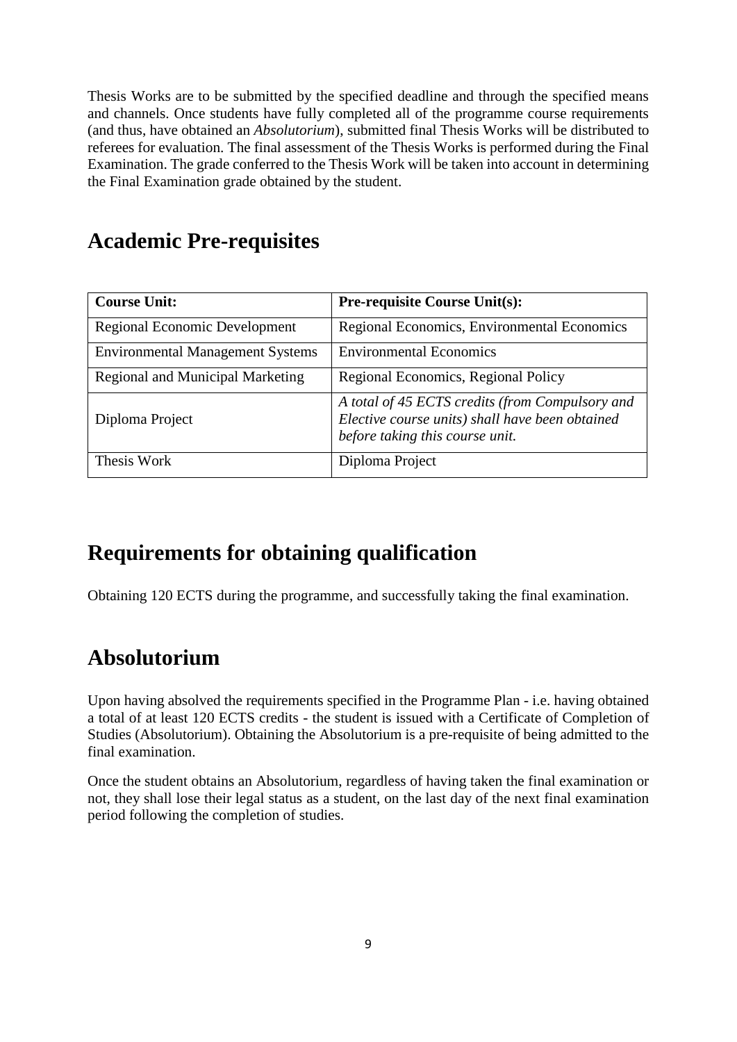Thesis Works are to be submitted by the specified deadline and through the specified means and channels. Once students have fully completed all of the programme course requirements (and thus, have obtained an *Absolutorium*), submitted final Thesis Works will be distributed to referees for evaluation. The final assessment of the Thesis Works is performed during the Final Examination. The grade conferred to the Thesis Work will be taken into account in determining the Final Examination grade obtained by the student.

## Academic Pre-requisites

| **Course Unit:** | **Pre-requisite Course Unit(s):** |
| --- | --- |
| Regional Economic Development | Regional Economics, Environmental Economics |
| Environmental Management Systems | Environmental Economics |
| Regional and Municipal Marketing | Regional Economics, Regional Policy |
| Diploma Project | *A total of 45 ECTS credits (from Compulsory and Elective course units) shall have been obtained before taking this course unit.* |
| Thesis Work | Diploma Project |

## Requirements for obtaining qualification

Obtaining 120 ECTS during the programme, and successfully taking the final examination.

## Absolutorium

Upon having absolved the requirements specified in the Programme Plan - i.e. having obtained a total of at least 120 ECTS credits - the student is issued with a Certificate of Completion of Studies (Absolutorium). Obtaining the Absolutorium is a pre-requisite of being admitted to the final examination.

Once the student obtains an Absolutorium, regardless of having taken the final examination or not, they shall lose their legal status as a student, on the last day of the next final examination period following the completion of studies.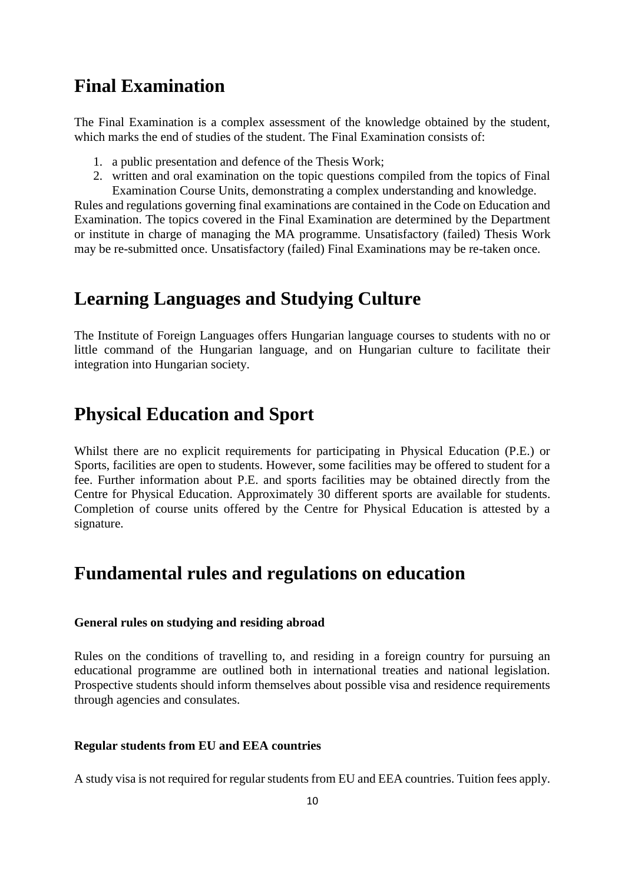## Final Examination

The Final Examination is a complex assessment of the knowledge obtained by the student, which marks the end of studies of the student. The Final Examination consists of:

1. a public presentation and defence of the Thesis Work;
2. written and oral examination on the topic questions compiled from the topics of Final Examination Course Units, demonstrating a complex understanding and knowledge.

Rules and regulations governing final examinations are contained in the Code on Education and Examination. The topics covered in the Final Examination are determined by the Department or institute in charge of managing the MA programme. Unsatisfactory (failed) Thesis Work may be re-submitted once. Unsatisfactory (failed) Final Examinations may be re-taken once.

## Learning Languages and Studying Culture

The Institute of Foreign Languages offers Hungarian language courses to students with no or little command of the Hungarian language, and on Hungarian culture to facilitate their integration into Hungarian society.

## Physical Education and Sport

Whilst there are no explicit requirements for participating in Physical Education (P.E.) or Sports, facilities are open to students. However, some facilities may be offered to student for a fee. Further information about P.E. and sports facilities may be obtained directly from the Centre for Physical Education. Approximately 30 different sports are available for students. Completion of course units offered by the Centre for Physical Education is attested by a signature.

## Fundamental rules and regulations on education

**General rules on studying and residing abroad**

Rules on the conditions of travelling to, and residing in a foreign country for pursuing an educational programme are outlined both in international treaties and national legislation. Prospective students should inform themselves about possible visa and residence requirements through agencies and consulates.

**Regular students from EU and EEA countries**

A study visa is not required for regular students from EU and EEA countries. Tuition fees apply.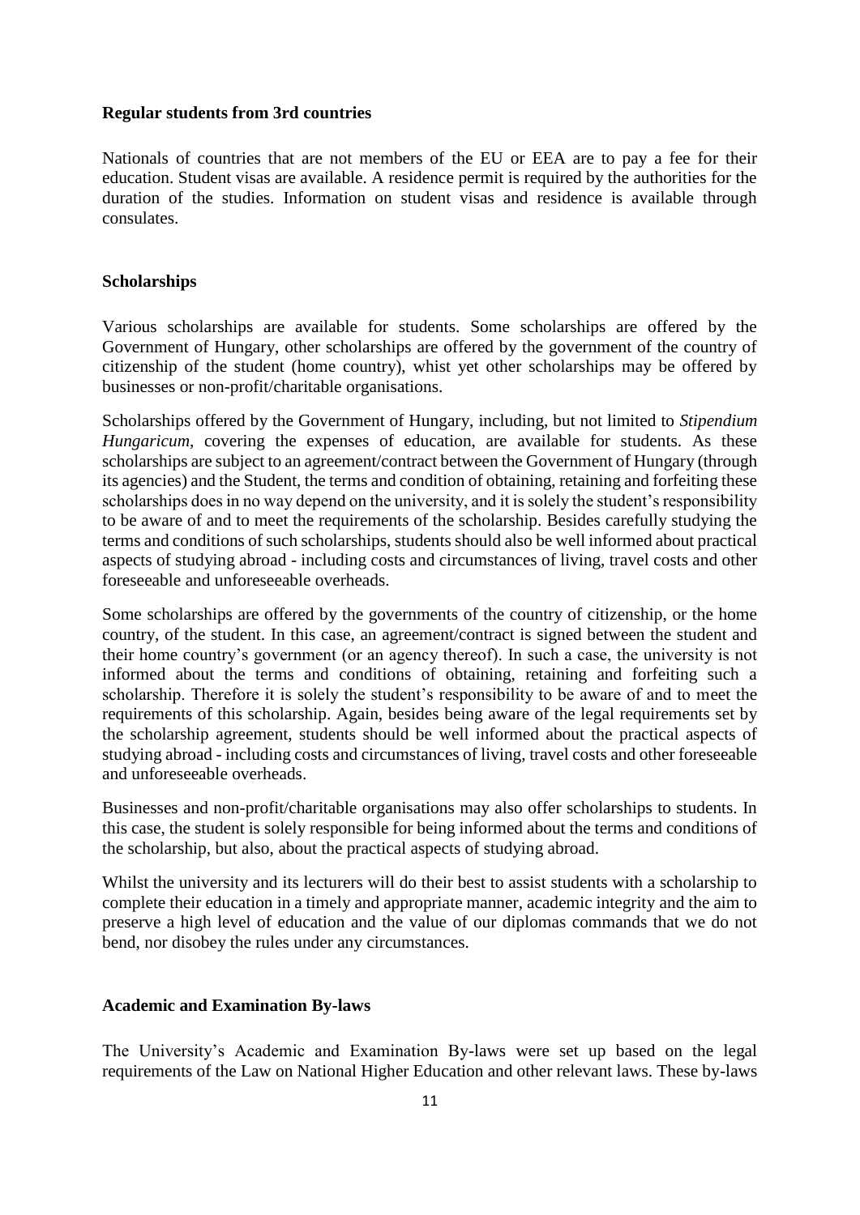**Regular students from 3rd countries**

Nationals of countries that are not members of the EU or EEA are to pay a fee for their education. Student visas are available. A residence permit is required by the authorities for the duration of the studies. Information on student visas and residence is available through consulates.

**Scholarships**

Various scholarships are available for students. Some scholarships are offered by the Government of Hungary, other scholarships are offered by the government of the country of citizenship of the student (home country), whist yet other scholarships may be offered by businesses or non-profit/charitable organisations.

Scholarships offered by the Government of Hungary, including, but not limited to *Stipendium Hungaricum*, covering the expenses of education, are available for students. As these scholarships are subject to an agreement/contract between the Government of Hungary (through its agencies) and the Student, the terms and condition of obtaining, retaining and forfeiting these scholarships does in no way depend on the university, and it is solely the student's responsibility to be aware of and to meet the requirements of the scholarship. Besides carefully studying the terms and conditions of such scholarships, students should also be well informed about practical aspects of studying abroad - including costs and circumstances of living, travel costs and other foreseeable and unforeseeable overheads.

Some scholarships are offered by the governments of the country of citizenship, or the home country, of the student. In this case, an agreement/contract is signed between the student and their home country's government (or an agency thereof). In such a case, the university is not informed about the terms and conditions of obtaining, retaining and forfeiting such a scholarship. Therefore it is solely the student's responsibility to be aware of and to meet the requirements of this scholarship. Again, besides being aware of the legal requirements set by the scholarship agreement, students should be well informed about the practical aspects of studying abroad - including costs and circumstances of living, travel costs and other foreseeable and unforeseeable overheads.

Businesses and non-profit/charitable organisations may also offer scholarships to students. In this case, the student is solely responsible for being informed about the terms and conditions of the scholarship, but also, about the practical aspects of studying abroad.

Whilst the university and its lecturers will do their best to assist students with a scholarship to complete their education in a timely and appropriate manner, academic integrity and the aim to preserve a high level of education and the value of our diplomas commands that we do not bend, nor disobey the rules under any circumstances.

**Academic and Examination By-laws**

The University's Academic and Examination By-laws were set up based on the legal requirements of the Law on National Higher Education and other relevant laws. These by-laws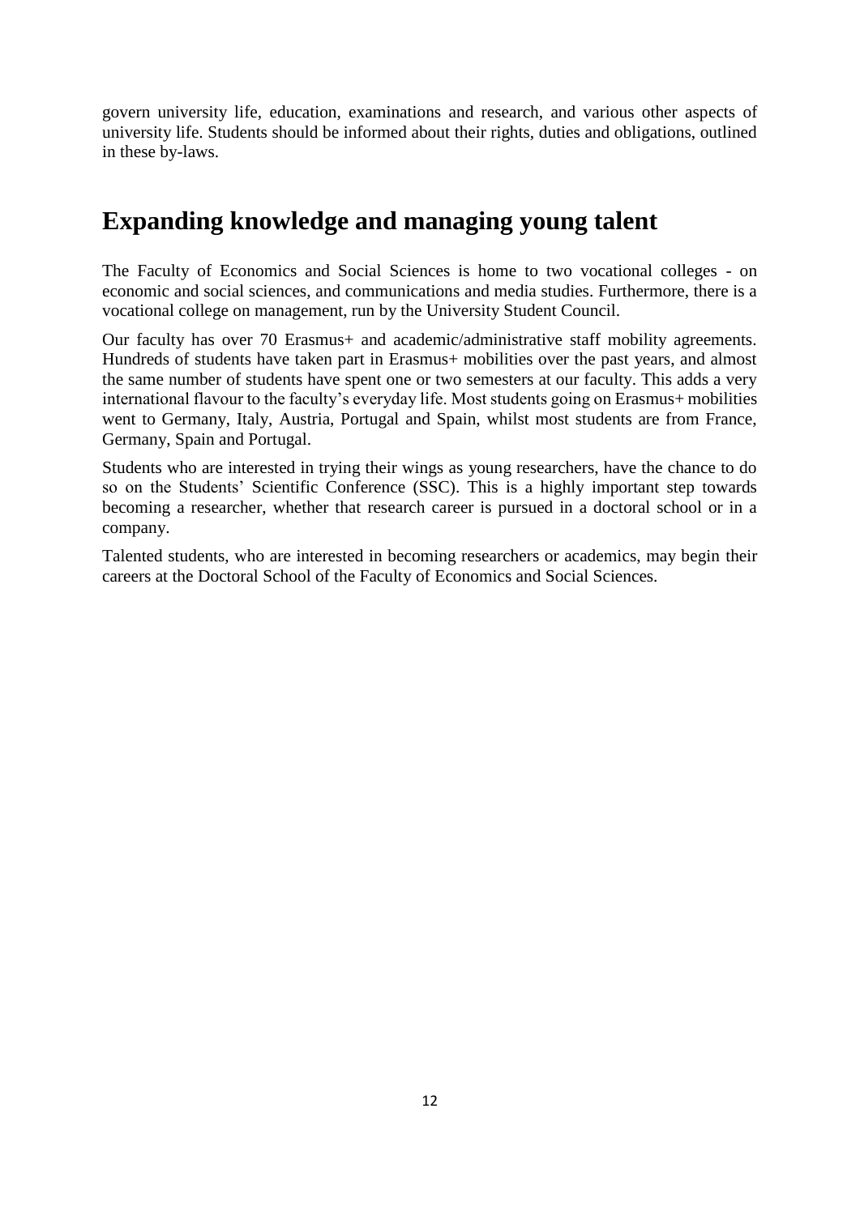govern university life, education, examinations and research, and various other aspects of university life. Students should be informed about their rights, duties and obligations, outlined in these by-laws.

## Expanding knowledge and managing young talent

The Faculty of Economics and Social Sciences is home to two vocational colleges - on economic and social sciences, and communications and media studies. Furthermore, there is a vocational college on management, run by the University Student Council.

Our faculty has over 70 Erasmus+ and academic/administrative staff mobility agreements. Hundreds of students have taken part in Erasmus+ mobilities over the past years, and almost the same number of students have spent one or two semesters at our faculty. This adds a very international flavour to the faculty's everyday life. Most students going on Erasmus+ mobilities went to Germany, Italy, Austria, Portugal and Spain, whilst most students are from France, Germany, Spain and Portugal.

Students who are interested in trying their wings as young researchers, have the chance to do so on the Students' Scientific Conference (SSC). This is a highly important step towards becoming a researcher, whether that research career is pursued in a doctoral school or in a company.

Talented students, who are interested in becoming researchers or academics, may begin their careers at the Doctoral School of the Faculty of Economics and Social Sciences.